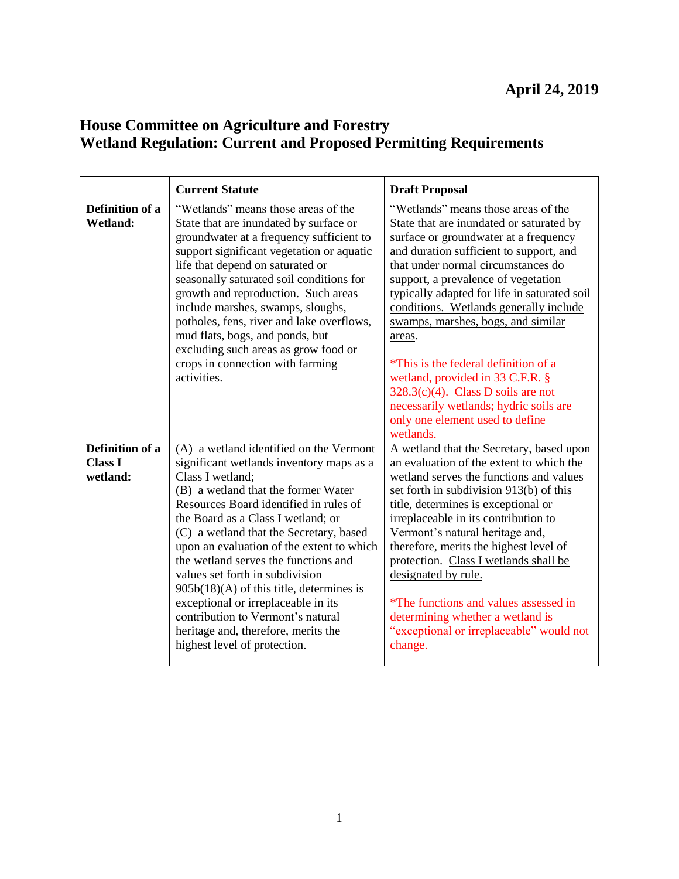**April 24, 2019**

## House Committee on Agriculture and Forestry
## Wetland Regulation: Current and Proposed Permitting Requirements

| | **Current Statute** | **Draft Proposal** |
|---|---|---|
| **Definition of a Wetland:** | "Wetlands" means those areas of the State that are inundated by surface or groundwater at a frequency sufficient to support significant vegetation or aquatic life that depend on saturated or seasonally saturated soil conditions for growth and reproduction. Such areas include marshes, swamps, sloughs, potholes, fens, river and lake overflows, mud flats, bogs, and ponds, but excluding such areas as grow food or crops in connection with farming activities. | "Wetlands" means those areas of the State that are inundated <u>or saturated</u> by surface or groundwater at a frequency <u>and duration</u> sufficient to support<u>, and that under normal circumstances do support, a prevalence of vegetation typically adapted for life in saturated soil conditions. Wetlands generally include swamps, marshes, bogs, and similar areas</u>.<br><br>*This is the federal definition of a wetland, provided in 33 C.F.R. § 328.3(c)(4). Class D soils are not necessarily wetlands; hydric soils are only one element used to define wetlands. |
| **Definition of a Class I wetland:** | (A) a wetland identified on the Vermont significant wetlands inventory maps as a Class I wetland;<br>(B) a wetland that the former Water Resources Board identified in rules of the Board as a Class I wetland; or<br>(C) a wetland that the Secretary, based upon an evaluation of the extent to which the wetland serves the functions and values set forth in subdivision 905b(18)(A) of this title, determines is exceptional or irreplaceable in its contribution to Vermont's natural heritage and, therefore, merits the highest level of protection. | A wetland that the Secretary, based upon an evaluation of the extent to which the wetland serves the functions and values set forth in subdivision <u>913(b)</u> of this title, determines is exceptional or irreplaceable in its contribution to Vermont's natural heritage and, therefore, merits the highest level of protection. <u>Class I wetlands shall be designated by rule.</u><br><br>*The functions and values assessed in determining whether a wetland is "exceptional or irreplaceable" would not change. |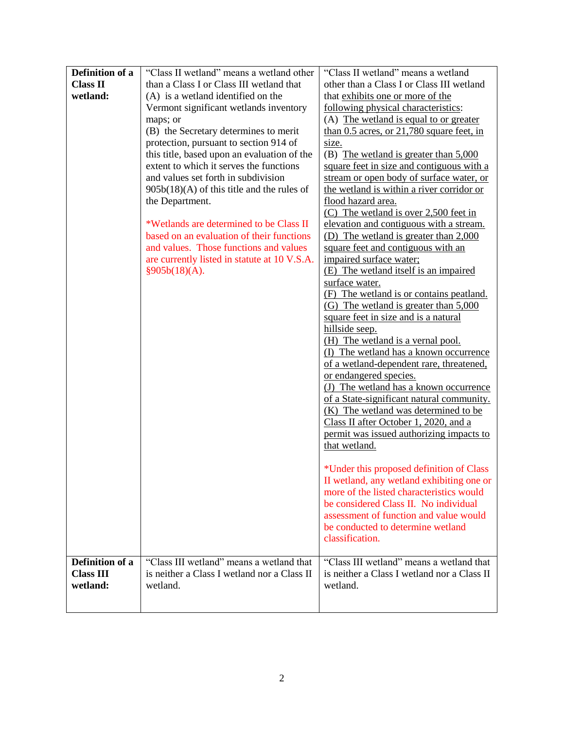| **Definition of a Class II wetland:** | "Class II wetland" means a wetland other than a Class I or Class III wetland that (A) is a wetland identified on the Vermont significant wetlands inventory maps; or (B) the Secretary determines to merit protection, pursuant to section 914 of this title, based upon an evaluation of the extent to which it serves the functions and values set forth in subdivision 905b(18)(A) of this title and the rules of the Department.<br><br>*Wetlands are determined to be Class II based on an evaluation of their functions and values. Those functions and values are currently listed in statute at 10 V.S.A. §905b(18)(A). | "Class II wetland" means a wetland other than a Class I or Class III wetland that <u>exhibits one or more of the following physical characteristics</u>:<br>(A) <u>The wetland is equal to or greater than 0.5 acres, or 21,780 square feet, in size.</u><br>(B) <u>The wetland is greater than 5,000 square feet in size and contiguous with a stream or open body of surface water, or the wetland is within a river corridor or flood hazard area.</u><br><u>(C) The wetland is over 2,500 feet in elevation and contiguous with a stream.</u><br><u>(D) The wetland is greater than 2,000 square feet and contiguous with an impaired surface water;</u><br><u>(E) The wetland itself is an impaired surface water.</u><br><u>(F) The wetland is or contains peatland.</u><br><u>(G) The wetland is greater than 5,000 square feet in size and is a natural hillside seep.</u><br><u>(H) The wetland is a vernal pool.</u><br><u>(I) The wetland has a known occurrence of a wetland-dependent rare, threatened, or endangered species.</u><br><u>(J) The wetland has a known occurrence of a State-significant natural community.</u><br><u>(K) The wetland was determined to be Class II after October 1, 2020, and a permit was issued authorizing impacts to that wetland.</u><br><br>*Under this proposed definition of Class II wetland, any wetland exhibiting one or more of the listed characteristics would be considered Class II. No individual assessment of function and value would be conducted to determine wetland classification. |
|---|---|---|
| **Definition of a Class III wetland:** | "Class III wetland" means a wetland that is neither a Class I wetland nor a Class II wetland. | "Class III wetland" means a wetland that is neither a Class I wetland nor a Class II wetland. |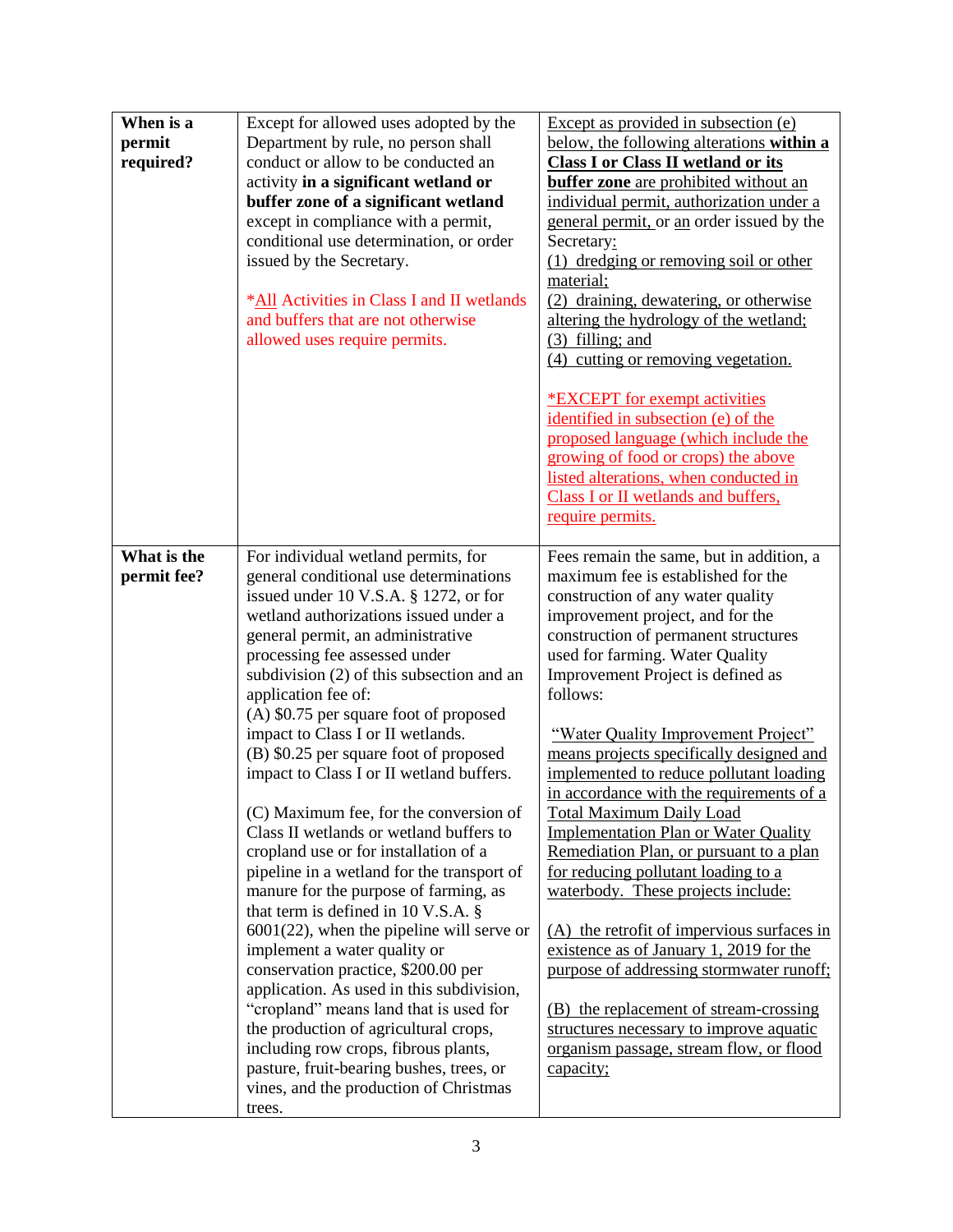| **When is a permit required?** | Except for allowed uses adopted by the Department by rule, no person shall conduct or allow to be conducted an activity **in a significant wetland or buffer zone of a significant wetland** except in compliance with a permit, conditional use determination, or order issued by the Secretary.<br><br>*All Activities in Class I and II wetlands and buffers that are not otherwise allowed uses require permits. | Except as provided in subsection (e) below, the following alterations **within a Class I or Class II wetland or its buffer zone** are prohibited without an individual permit, authorization under a general permit, or an order issued by the Secretary:<br>(1) dredging or removing soil or other material;<br>(2) draining, dewatering, or otherwise altering the hydrology of the wetland;<br>(3) filling; and<br>(4) cutting or removing vegetation.<br><br>*EXCEPT for exempt activities identified in subsection (e) of the proposed language (which include the growing of food or crops) the above listed alterations, when conducted in Class I or II wetlands and buffers, require permits. |
|---|---|---|
| **What is the permit fee?** | For individual wetland permits, for general conditional use determinations issued under 10 V.S.A. § 1272, or for wetland authorizations issued under a general permit, an administrative processing fee assessed under subdivision (2) of this subsection and an application fee of:<br>(A) $0.75 per square foot of proposed impact to Class I or II wetlands.<br>(B) $0.25 per square foot of proposed impact to Class I or II wetland buffers.<br><br>(C) Maximum fee, for the conversion of Class II wetlands or wetland buffers to cropland use or for installation of a pipeline in a wetland for the transport of manure for the purpose of farming, as that term is defined in 10 V.S.A. § 6001(22), when the pipeline will serve or implement a water quality or conservation practice, $200.00 per application. As used in this subdivision, "cropland" means land that is used for the production of agricultural crops, including row crops, fibrous plants, pasture, fruit-bearing bushes, trees, or vines, and the production of Christmas trees. | Fees remain the same, but in addition, a maximum fee is established for the construction of any water quality improvement project, and for the construction of permanent structures used for farming. Water Quality Improvement Project is defined as follows:<br><br>"Water Quality Improvement Project" means projects specifically designed and implemented to reduce pollutant loading in accordance with the requirements of a Total Maximum Daily Load Implementation Plan or Water Quality Remediation Plan, or pursuant to a plan for reducing pollutant loading to a waterbody. These projects include:<br><br>(A) the retrofit of impervious surfaces in existence as of January 1, 2019 for the purpose of addressing stormwater runoff;<br><br>(B) the replacement of stream-crossing structures necessary to improve aquatic organism passage, stream flow, or flood capacity; |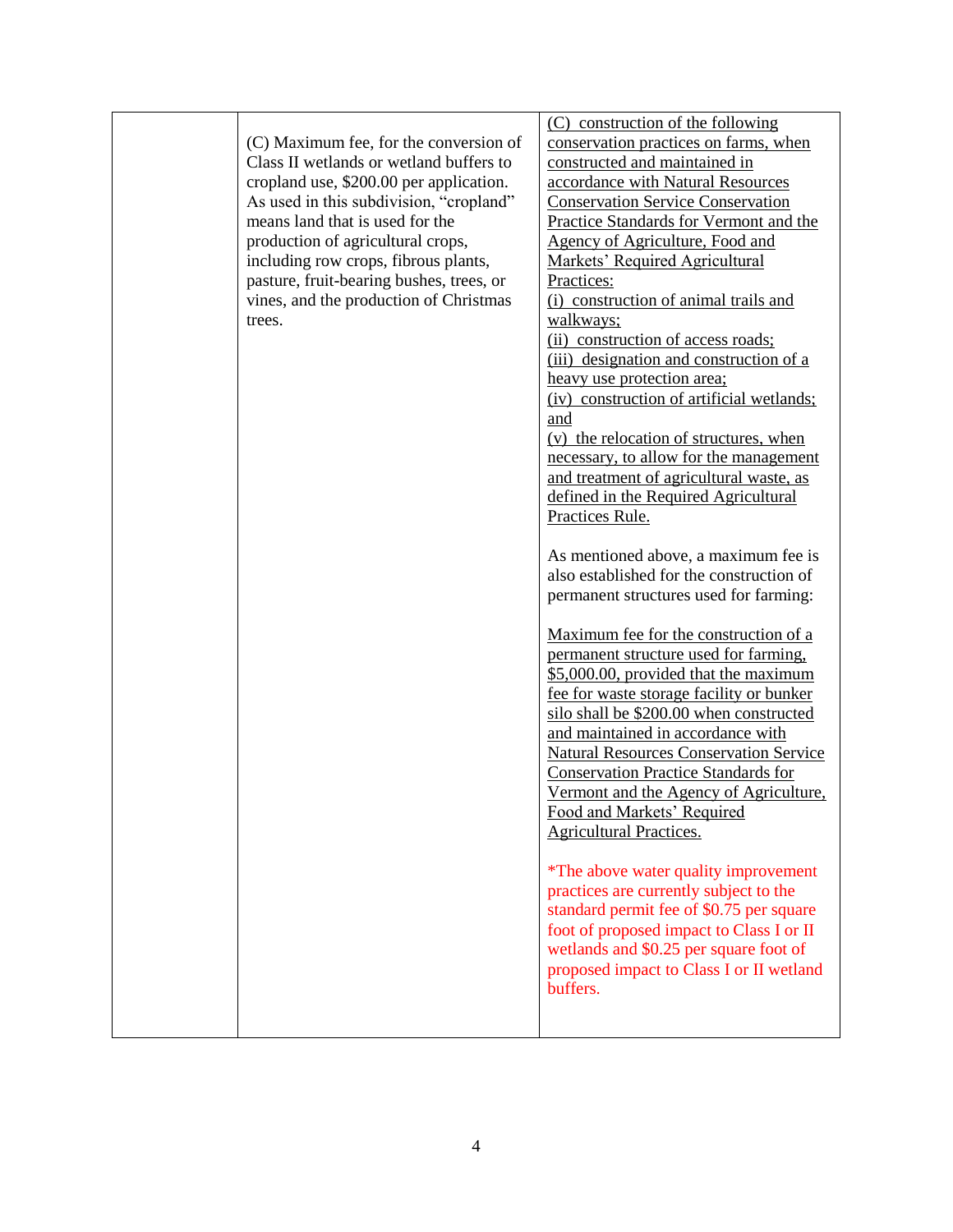| | | |
|---|---|---|
| | (C) Maximum fee, for the conversion of Class II wetlands or wetland buffers to cropland use, \$200.00 per application. As used in this subdivision, "cropland" means land that is used for the production of agricultural crops, including row crops, fibrous plants, pasture, fruit-bearing bushes, trees, or vines, and the production of Christmas trees. | <u>(C) construction of the following conservation practices on farms, when constructed and maintained in accordance with Natural Resources Conservation Service Conservation Practice Standards for Vermont and the Agency of Agriculture, Food and Markets' Required Agricultural Practices:</u><br><u>(i) construction of animal trails and walkways;</u><br><u>(ii) construction of access roads;</u><br><u>(iii) designation and construction of a heavy use protection area;</u><br><u>(iv) construction of artificial wetlands; and</u><br><u>(v) the relocation of structures, when necessary, to allow for the management and treatment of agricultural waste, as defined in the Required Agricultural Practices Rule.</u><br><br>As mentioned above, a maximum fee is also established for the construction of permanent structures used for farming:<br><br><u>Maximum fee for the construction of a permanent structure used for farming, \$5,000.00, provided that the maximum fee for waste storage facility or bunker silo shall be \$200.00 when constructed and maintained in accordance with Natural Resources Conservation Service Conservation Practice Standards for Vermont and the Agency of Agriculture, Food and Markets' Required Agricultural Practices.</u><br><br>*The above water quality improvement practices are currently subject to the standard permit fee of \$0.75 per square foot of proposed impact to Class I or II wetlands and \$0.25 per square foot of proposed impact to Class I or II wetland buffers. |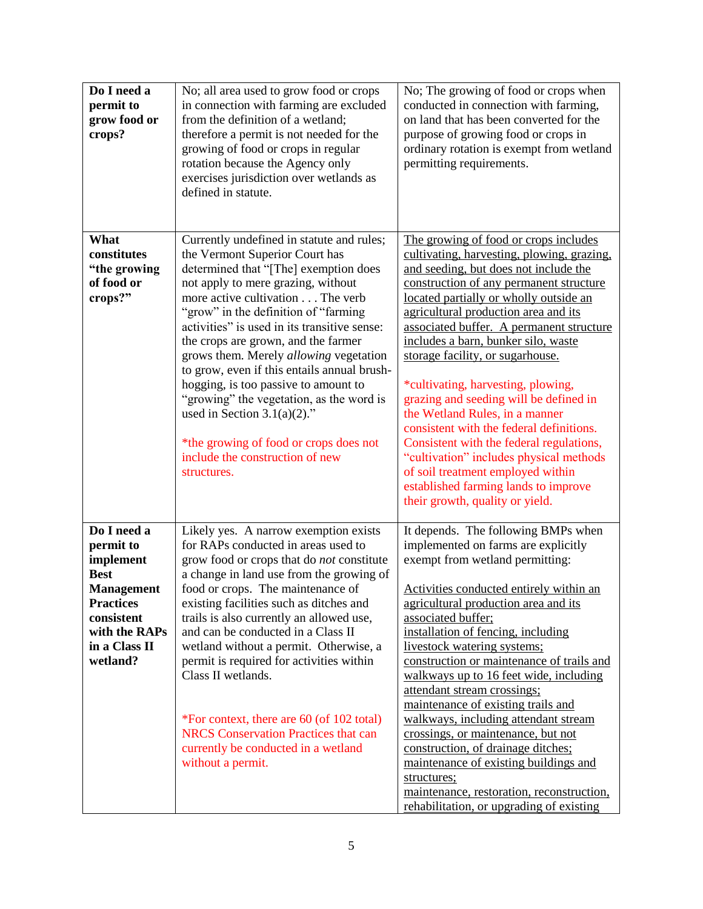| | | |
|---|---|---|
| **Do I need a permit to grow food or crops?** | No; all area used to grow food or crops in connection with farming are excluded from the definition of a wetland; therefore a permit is not needed for the growing of food or crops in regular rotation because the Agency only exercises jurisdiction over wetlands as defined in statute. | No; The growing of food or crops when conducted in connection with farming, on land that has been converted for the purpose of growing food or crops in ordinary rotation is exempt from wetland permitting requirements. |
| **What constitutes "the growing of food or crops?"** | Currently undefined in statute and rules; the Vermont Superior Court has determined that "[The] exemption does not apply to mere grazing, without more active cultivation . . . The verb "grow" in the definition of "farming activities" is used in its transitive sense: the crops are grown, and the farmer grows them. Merely *allowing* vegetation to grow, even if this entails annual brush-hogging, is too passive to amount to "growing" the vegetation, as the word is used in Section 3.1(a)(2)."<br><br>*the growing of food or crops does not include the construction of new structures. | <u>The growing of food or crops includes cultivating, harvesting, plowing, grazing, and seeding, but does not include the construction of any permanent structure located partially or wholly outside an agricultural production area and its associated buffer. A permanent structure includes a barn, bunker silo, waste storage facility, or sugarhouse.</u><br><br>*cultivating, harvesting, plowing, grazing and seeding will be defined in the Wetland Rules, in a manner consistent with the federal definitions. Consistent with the federal regulations, "cultivation" includes physical methods of soil treatment employed within established farming lands to improve their growth, quality or yield. |
| **Do I need a permit to implement Best Management Practices consistent with the RAPs in a Class II wetland?** | Likely yes. A narrow exemption exists for RAPs conducted in areas used to grow food or crops that do *not* constitute a change in land use from the growing of food or crops. The maintenance of existing facilities such as ditches and trails is also currently an allowed use, and can be conducted in a Class II wetland without a permit. Otherwise, a permit is required for activities within Class II wetlands.<br><br>*For context, there are 60 (of 102 total) NRCS Conservation Practices that can currently be conducted in a wetland without a permit. | It depends. The following BMPs when implemented on farms are explicitly exempt from wetland permitting:<br><br><u>Activities conducted entirely within an agricultural production area and its associated buffer;</u><br><u>installation of fencing, including livestock watering systems;</u><br><u>construction or maintenance of trails and walkways up to 16 feet wide, including attendant stream crossings;</u><br><u>maintenance of existing trails and walkways, including attendant stream crossings, or maintenance, but not construction, of drainage ditches;</u><br><u>maintenance of existing buildings and structures;</u><br><u>maintenance, restoration, reconstruction, rehabilitation, or upgrading of existing</u> |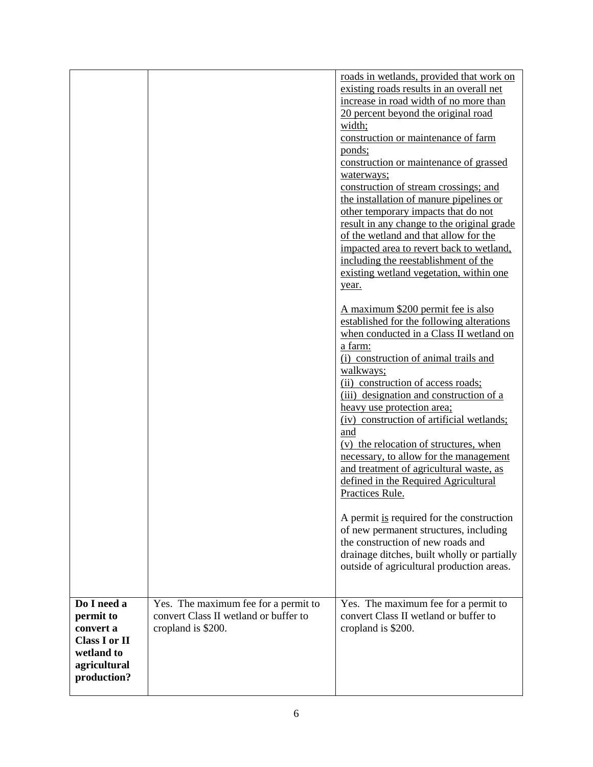| | | |
|---|---|---|
| | | roads in wetlands, provided that work on existing roads results in an overall net increase in road width of no more than 20 percent beyond the original road width;<br>construction or maintenance of farm ponds;<br>construction or maintenance of grassed waterways;<br>construction of stream crossings; and the installation of manure pipelines or other temporary impacts that do not result in any change to the original grade of the wetland and that allow for the impacted area to revert back to wetland, including the reestablishment of the existing wetland vegetation, within one year.<br><br>A maximum $200 permit fee is also established for the following alterations when conducted in a Class II wetland on a farm:<br>(i) construction of animal trails and walkways;<br>(ii) construction of access roads;<br>(iii) designation and construction of a heavy use protection area;<br>(iv) construction of artificial wetlands; and<br>(v) the relocation of structures, when necessary, to allow for the management and treatment of agricultural waste, as defined in the Required Agricultural Practices Rule.<br><br>A permit is required for the construction of new permanent structures, including the construction of new roads and drainage ditches, built wholly or partially outside of agricultural production areas. |
| **Do I need a permit to convert a Class I or II wetland to agricultural production?** | Yes. The maximum fee for a permit to convert Class II wetland or buffer to cropland is $200. | Yes. The maximum fee for a permit to convert Class II wetland or buffer to cropland is $200. |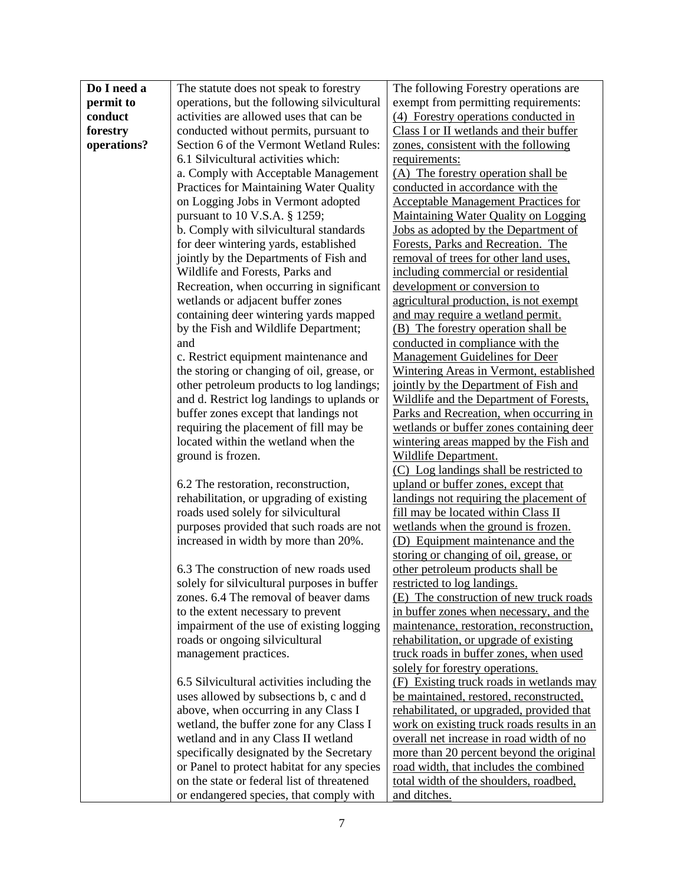| **Do I need a permit to conduct forestry operations?** | The statute does not speak to forestry operations, but the following silvicultural activities are allowed uses that can be conducted without permits, pursuant to Section 6 of the Vermont Wetland Rules:<br>6.1 Silvicultural activities which:<br>a. Comply with Acceptable Management Practices for Maintaining Water Quality on Logging Jobs in Vermont adopted pursuant to 10 V.S.A. § 1259;<br>b. Comply with silvicultural standards for deer wintering yards, established jointly by the Departments of Fish and Wildlife and Forests, Parks and Recreation, when occurring in significant wetlands or adjacent buffer zones containing deer wintering yards mapped by the Fish and Wildlife Department; and<br>c. Restrict equipment maintenance and the storing or changing of oil, grease, or other petroleum products to log landings; and d. Restrict log landings to uplands or buffer zones except that landings not requiring the placement of fill may be located within the wetland when the ground is frozen.<br><br>6.2 The restoration, reconstruction, rehabilitation, or upgrading of existing roads used solely for silvicultural purposes provided that such roads are not increased in width by more than 20%.<br><br>6.3 The construction of new roads used solely for silvicultural purposes in buffer zones. 6.4 The removal of beaver dams to the extent necessary to prevent impairment of the use of existing logging roads or ongoing silvicultural management practices.<br><br>6.5 Silvicultural activities including the uses allowed by subsections b, c and d above, when occurring in any Class I wetland, the buffer zone for any Class I wetland and in any Class II wetland specifically designated by the Secretary or Panel to protect habitat for any species on the state or federal list of threatened or endangered species, that comply with | The following Forestry operations are exempt from permitting requirements:<br><u>(4) Forestry operations conducted in Class I or II wetlands and their buffer zones, consistent with the following requirements:</u><br><u>(A) The forestry operation shall be conducted in accordance with the Acceptable Management Practices for Maintaining Water Quality on Logging Jobs as adopted by the Department of Forests, Parks and Recreation. The removal of trees for other land uses, including commercial or residential development or conversion to agricultural production, is not exempt and may require a wetland permit.</u><br><u>(B) The forestry operation shall be conducted in compliance with the Management Guidelines for Deer Wintering Areas in Vermont, established jointly by the Department of Fish and Wildlife and the Department of Forests, Parks and Recreation, when occurring in wetlands or buffer zones containing deer wintering areas mapped by the Fish and Wildlife Department.</u><br><u>(C) Log landings shall be restricted to upland or buffer zones, except that landings not requiring the placement of fill may be located within Class II wetlands when the ground is frozen.</u><br><u>(D) Equipment maintenance and the storing or changing of oil, grease, or other petroleum products shall be restricted to log landings.</u><br><u>(E) The construction of new truck roads in buffer zones when necessary, and the maintenance, restoration, reconstruction, rehabilitation, or upgrade of existing truck roads in buffer zones, when used solely for forestry operations.</u><br><u>(F) Existing truck roads in wetlands may be maintained, restored, reconstructed, rehabilitated, or upgraded, provided that work on existing truck roads results in an overall net increase in road width of no more than 20 percent beyond the original road width, that includes the combined total width of the shoulders, roadbed, and ditches.</u> |
|---|---|---|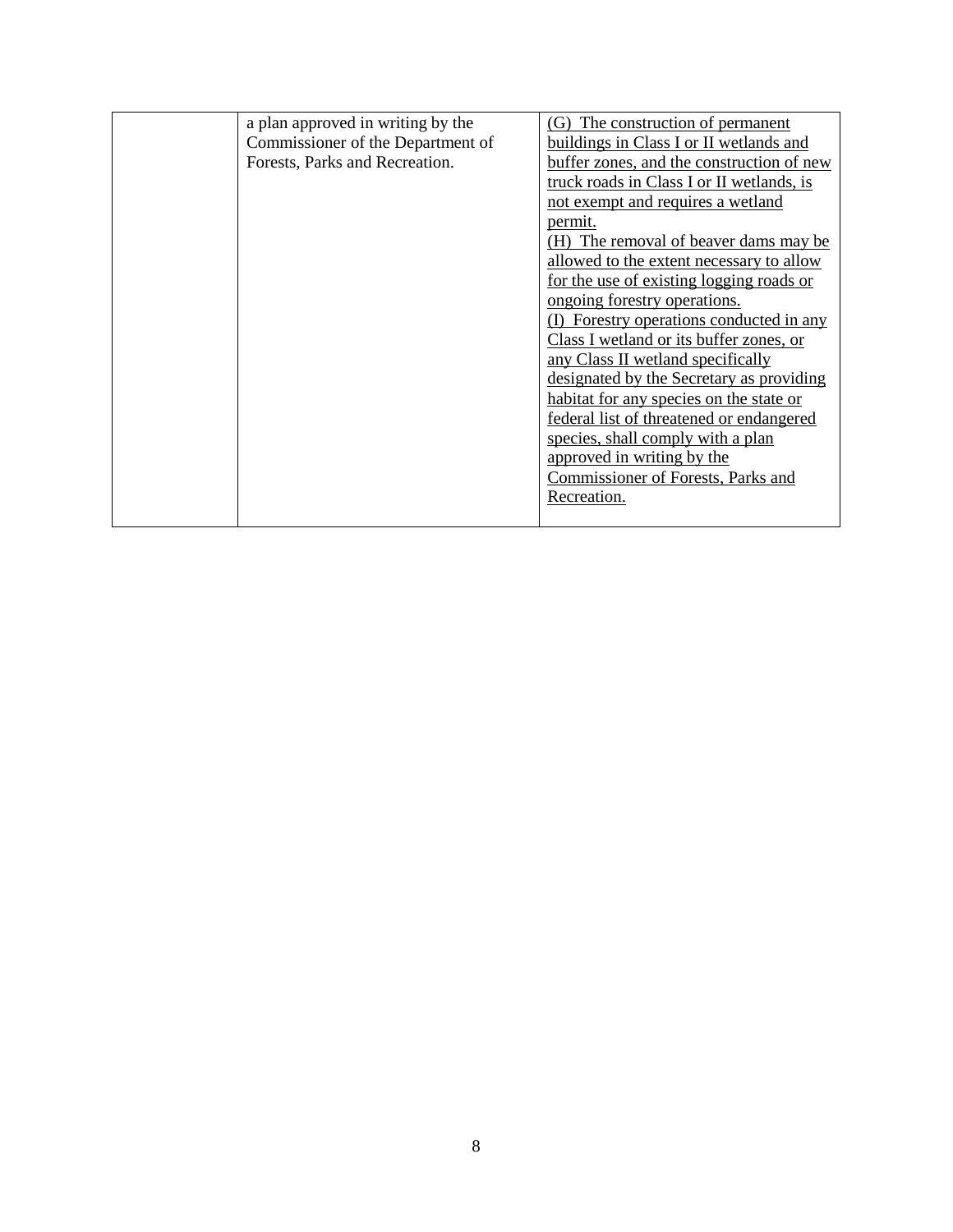| | | |
|---|---|---|
| | a plan approved in writing by the Commissioner of the Department of Forests, Parks and Recreation. | <u>(G) The construction of permanent buildings in Class I or II wetlands and buffer zones, and the construction of new truck roads in Class I or II wetlands, is not exempt and requires a wetland permit.</u><br><u>(H) The removal of beaver dams may be allowed to the extent necessary to allow for the use of existing logging roads or ongoing forestry operations.</u><br><u>(I) Forestry operations conducted in any Class I wetland or its buffer zones, or any Class II wetland specifically designated by the Secretary as providing habitat for any species on the state or federal list of threatened or endangered species, shall comply with a plan approved in writing by the Commissioner of Forests, Parks and Recreation.</u> |